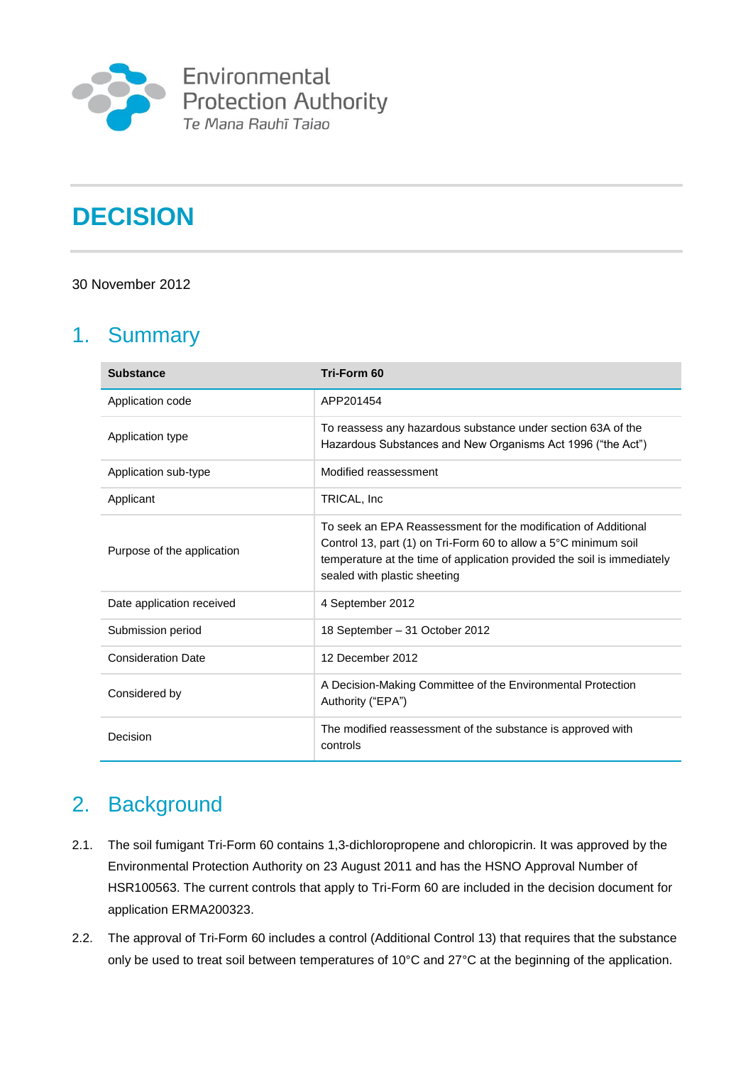Environmental Protection Authority

Te Mana Rauhī Taiao

# DECISION

30 November 2012

## 1. Summary

| Substance | Tri-Form 60 |
|---|---|
| Application code | APP201454 |
| Application type | To reassess any hazardous substance under section 63A of the Hazardous Substances and New Organisms Act 1996 ("the Act") |
| Application sub-type | Modified reassessment |
| Applicant | TRICAL, Inc |
| Purpose of the application | To seek an EPA Reassessment for the modification of Additional Control 13, part (1) on Tri-Form 60 to allow a 5°C minimum soil temperature at the time of application provided the soil is immediately sealed with plastic sheeting |
| Date application received | 4 September 2012 |
| Submission period | 18 September – 31 October 2012 |
| Consideration Date | 12 December 2012 |
| Considered by | A Decision-Making Committee of the Environmental Protection Authority ("EPA") |
| Decision | The modified reassessment of the substance is approved with controls |

## 2. Background

2.1. The soil fumigant Tri-Form 60 contains 1,3-dichloropropene and chloropicrin. It was approved by the Environmental Protection Authority on 23 August 2011 and has the HSNO Approval Number of HSR100563. The current controls that apply to Tri-Form 60 are included in the decision document for application ERMA200323.

2.2. The approval of Tri-Form 60 includes a control (Additional Control 13) that requires that the substance only be used to treat soil between temperatures of 10°C and 27°C at the beginning of the application.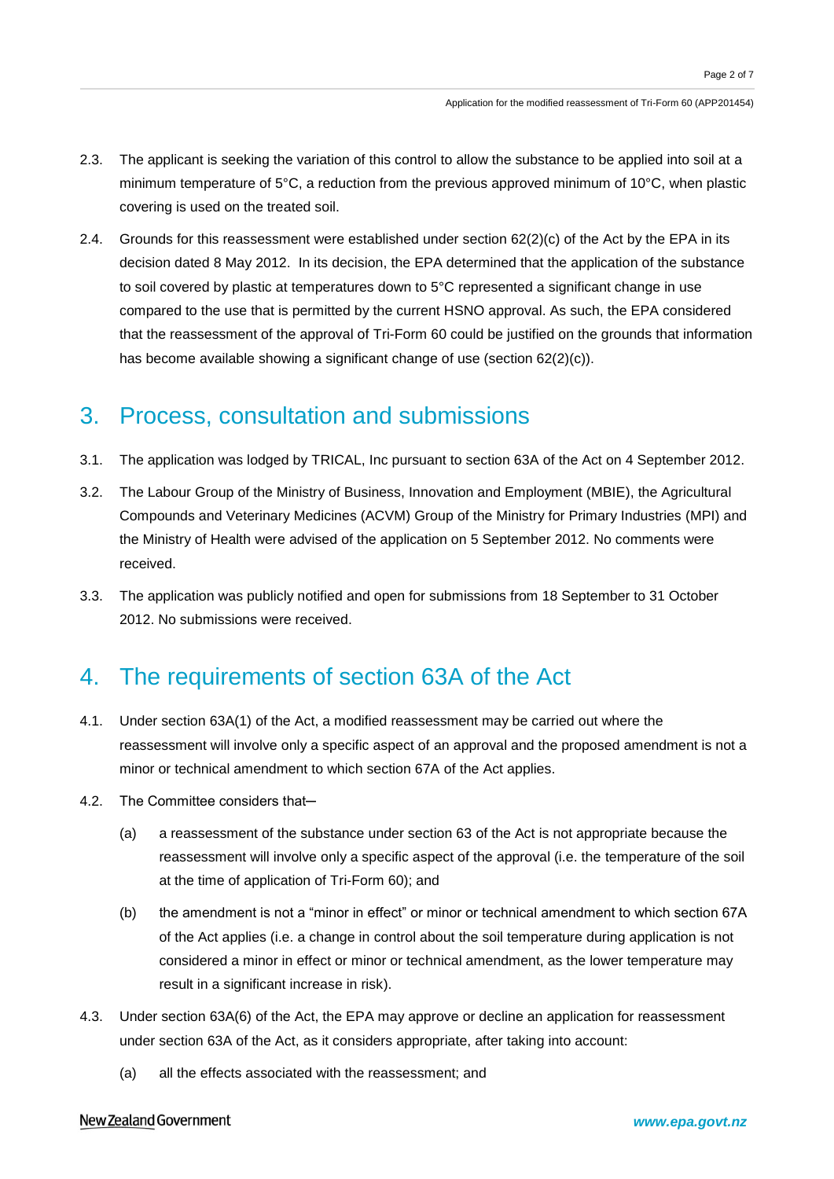2.3. The applicant is seeking the variation of this control to allow the substance to be applied into soil at a minimum temperature of 5°C, a reduction from the previous approved minimum of 10°C, when plastic covering is used on the treated soil.

2.4. Grounds for this reassessment were established under section 62(2)(c) of the Act by the EPA in its decision dated 8 May 2012. In its decision, the EPA determined that the application of the substance to soil covered by plastic at temperatures down to 5°C represented a significant change in use compared to the use that is permitted by the current HSNO approval. As such, the EPA considered that the reassessment of the approval of Tri-Form 60 could be justified on the grounds that information has become available showing a significant change of use (section 62(2)(c)).

## 3. Process, consultation and submissions

3.1. The application was lodged by TRICAL, Inc pursuant to section 63A of the Act on 4 September 2012.

3.2. The Labour Group of the Ministry of Business, Innovation and Employment (MBIE), the Agricultural Compounds and Veterinary Medicines (ACVM) Group of the Ministry for Primary Industries (MPI) and the Ministry of Health were advised of the application on 5 September 2012. No comments were received.

3.3. The application was publicly notified and open for submissions from 18 September to 31 October 2012. No submissions were received.

## 4. The requirements of section 63A of the Act

4.1. Under section 63A(1) of the Act, a modified reassessment may be carried out where the reassessment will involve only a specific aspect of an approval and the proposed amendment is not a minor or technical amendment to which section 67A of the Act applies.

4.2. The Committee considers that–

(a) a reassessment of the substance under section 63 of the Act is not appropriate because the reassessment will involve only a specific aspect of the approval (i.e. the temperature of the soil at the time of application of Tri-Form 60); and

(b) the amendment is not a "minor in effect" or minor or technical amendment to which section 67A of the Act applies (i.e. a change in control about the soil temperature during application is not considered a minor in effect or minor or technical amendment, as the lower temperature may result in a significant increase in risk).

4.3. Under section 63A(6) of the Act, the EPA may approve or decline an application for reassessment under section 63A of the Act, as it considers appropriate, after taking into account:

(a) all the effects associated with the reassessment; and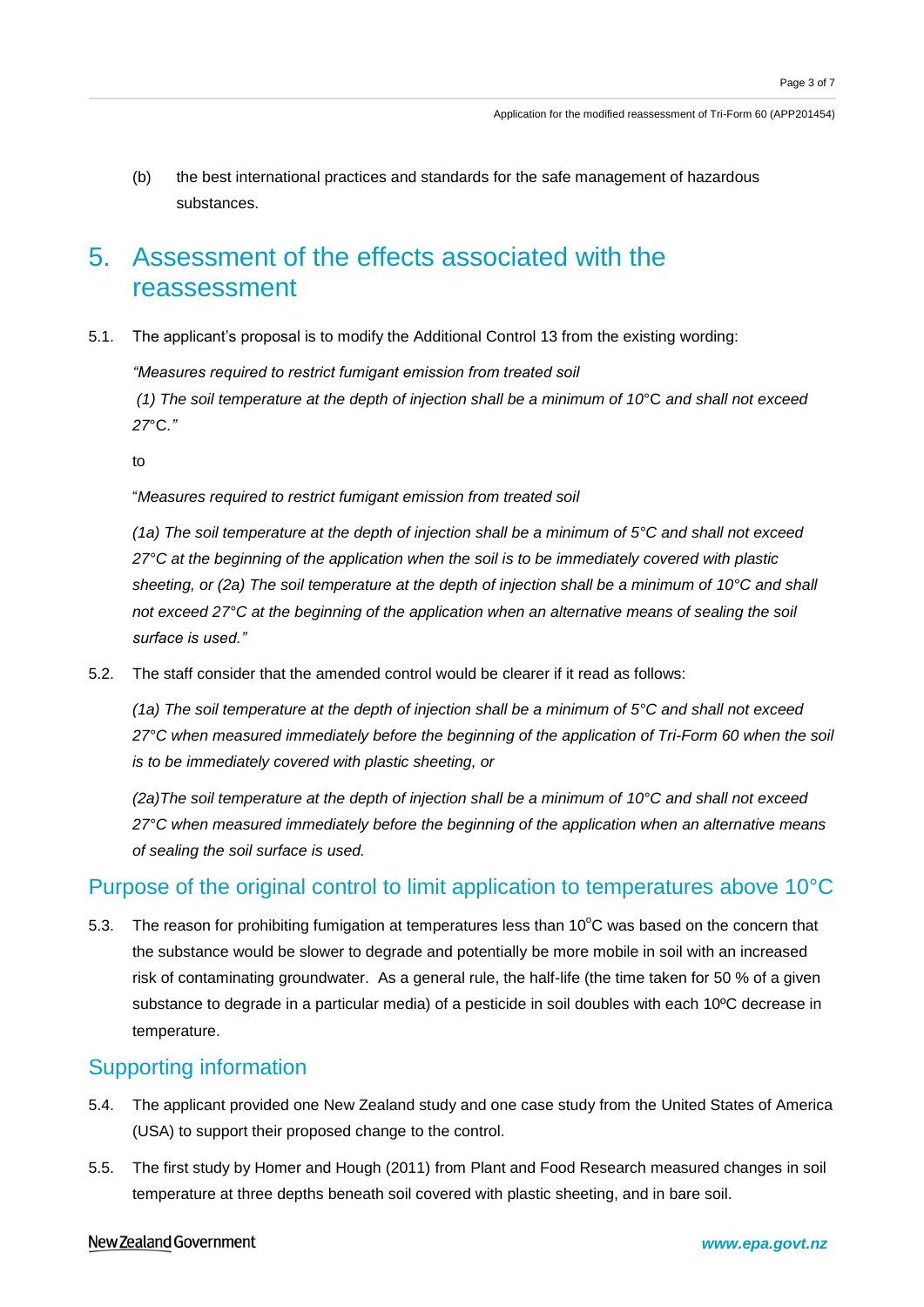(b) the best international practices and standards for the safe management of hazardous substances.

# 5. Assessment of the effects associated with the reassessment

5.1. The applicant's proposal is to modify the Additional Control 13 from the existing wording:

*"Measures required to restrict fumigant emission from treated soil*

*(1) The soil temperature at the depth of injection shall be a minimum of 10°C and shall not exceed 27°C."*

to

"*Measures required to restrict fumigant emission from treated soil*

*(1a) The soil temperature at the depth of injection shall be a minimum of 5°C and shall not exceed 27°C at the beginning of the application when the soil is to be immediately covered with plastic sheeting, or (2a) The soil temperature at the depth of injection shall be a minimum of 10°C and shall not exceed 27°C at the beginning of the application when an alternative means of sealing the soil surface is used."*

5.2. The staff consider that the amended control would be clearer if it read as follows:

*(1a) The soil temperature at the depth of injection shall be a minimum of 5°C and shall not exceed 27°C when measured immediately before the beginning of the application of Tri-Form 60 when the soil is to be immediately covered with plastic sheeting, or*

*(2a)The soil temperature at the depth of injection shall be a minimum of 10°C and shall not exceed 27°C when measured immediately before the beginning of the application when an alternative means of sealing the soil surface is used.*

## Purpose of the original control to limit application to temperatures above 10°C

5.3. The reason for prohibiting fumigation at temperatures less than 10°C was based on the concern that the substance would be slower to degrade and potentially be more mobile in soil with an increased risk of contaminating groundwater. As a general rule, the half-life (the time taken for 50 % of a given substance to degrade in a particular media) of a pesticide in soil doubles with each 10ºC decrease in temperature.

## Supporting information

5.4. The applicant provided one New Zealand study and one case study from the United States of America (USA) to support their proposed change to the control.

5.5. The first study by Homer and Hough (2011) from Plant and Food Research measured changes in soil temperature at three depths beneath soil covered with plastic sheeting, and in bare soil.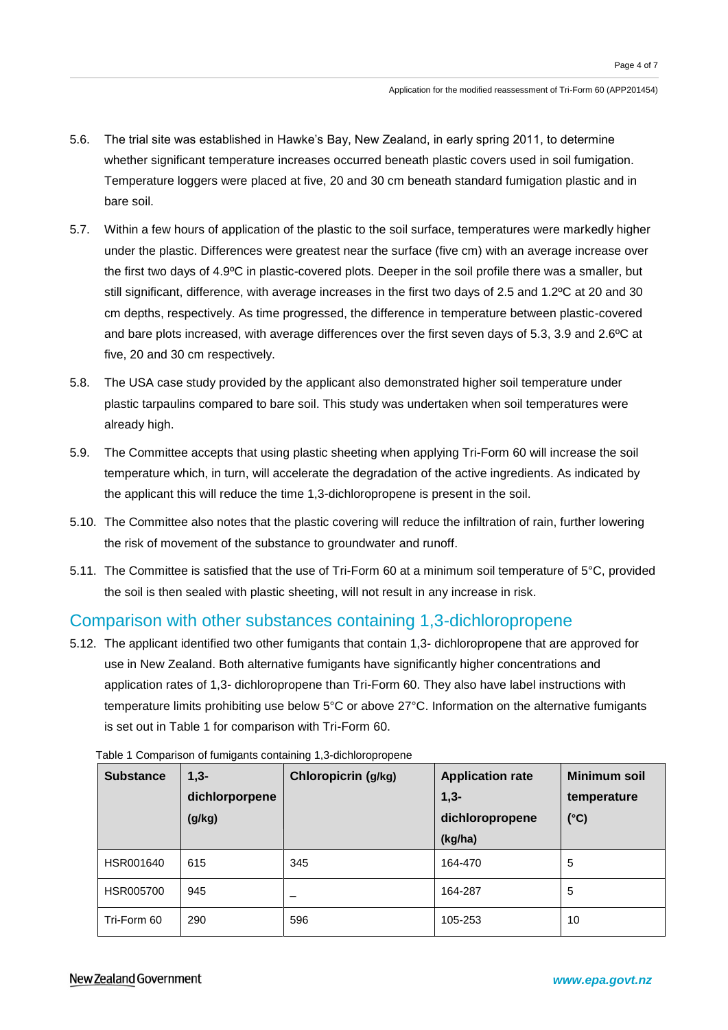5.6. The trial site was established in Hawke's Bay, New Zealand, in early spring 2011, to determine whether significant temperature increases occurred beneath plastic covers used in soil fumigation. Temperature loggers were placed at five, 20 and 30 cm beneath standard fumigation plastic and in bare soil.

5.7. Within a few hours of application of the plastic to the soil surface, temperatures were markedly higher under the plastic. Differences were greatest near the surface (five cm) with an average increase over the first two days of 4.9ºC in plastic-covered plots. Deeper in the soil profile there was a smaller, but still significant, difference, with average increases in the first two days of 2.5 and 1.2ºC at 20 and 30 cm depths, respectively. As time progressed, the difference in temperature between plastic-covered and bare plots increased, with average differences over the first seven days of 5.3, 3.9 and 2.6ºC at five, 20 and 30 cm respectively.

5.8. The USA case study provided by the applicant also demonstrated higher soil temperature under plastic tarpaulins compared to bare soil. This study was undertaken when soil temperatures were already high.

5.9. The Committee accepts that using plastic sheeting when applying Tri-Form 60 will increase the soil temperature which, in turn, will accelerate the degradation of the active ingredients. As indicated by the applicant this will reduce the time 1,3-dichloropropene is present in the soil.

5.10. The Committee also notes that the plastic covering will reduce the infiltration of rain, further lowering the risk of movement of the substance to groundwater and runoff.

5.11. The Committee is satisfied that the use of Tri-Form 60 at a minimum soil temperature of 5°C, provided the soil is then sealed with plastic sheeting, will not result in any increase in risk.

## Comparison with other substances containing 1,3-dichloropropene

5.12. The applicant identified two other fumigants that contain 1,3- dichloropropene that are approved for use in New Zealand. Both alternative fumigants have significantly higher concentrations and application rates of 1,3- dichloropropene than Tri-Form 60. They also have label instructions with temperature limits prohibiting use below 5°C or above 27°C. Information on the alternative fumigants is set out in Table 1 for comparison with Tri-Form 60.

Table 1 Comparison of fumigants containing 1,3-dichloropropene

| Substance | 1,3-dichlorporpene (g/kg) | Chloropicrin (g/kg) | Application rate 1,3-dichloropropene (kg/ha) | Minimum soil temperature (°C) |
|---|---|---|---|---|
| HSR001640 | 615 | 345 | 164-470 | 5 |
| HSR005700 | 945 | _ | 164-287 | 5 |
| Tri-Form 60 | 290 | 596 | 105-253 | 10 |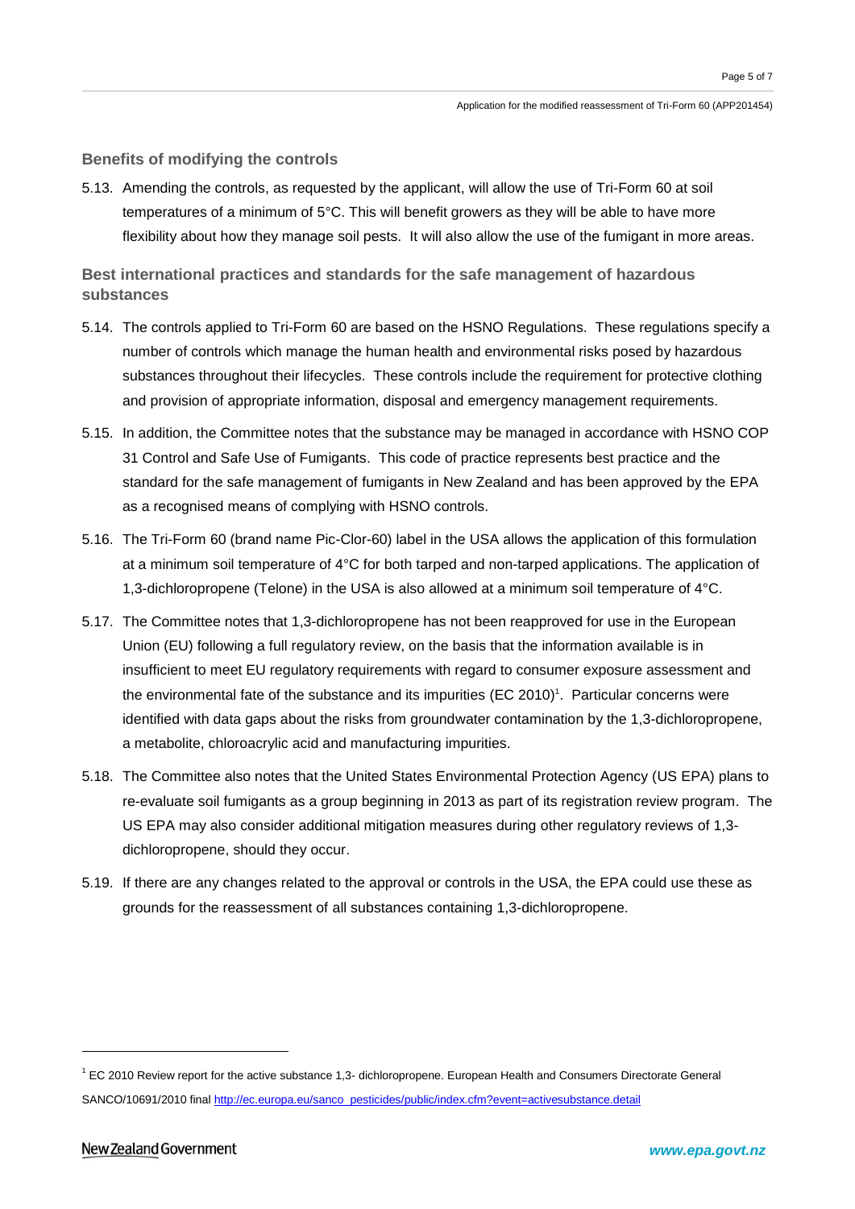### Benefits of modifying the controls

5.13. Amending the controls, as requested by the applicant, will allow the use of Tri-Form 60 at soil temperatures of a minimum of 5°C. This will benefit growers as they will be able to have more flexibility about how they manage soil pests. It will also allow the use of the fumigant in more areas.

### Best international practices and standards for the safe management of hazardous substances

5.14. The controls applied to Tri-Form 60 are based on the HSNO Regulations. These regulations specify a number of controls which manage the human health and environmental risks posed by hazardous substances throughout their lifecycles. These controls include the requirement for protective clothing and provision of appropriate information, disposal and emergency management requirements.

5.15. In addition, the Committee notes that the substance may be managed in accordance with HSNO COP 31 Control and Safe Use of Fumigants. This code of practice represents best practice and the standard for the safe management of fumigants in New Zealand and has been approved by the EPA as a recognised means of complying with HSNO controls.

5.16. The Tri-Form 60 (brand name Pic-Clor-60) label in the USA allows the application of this formulation at a minimum soil temperature of 4°C for both tarped and non-tarped applications. The application of 1,3-dichloropropene (Telone) in the USA is also allowed at a minimum soil temperature of 4°C.

5.17. The Committee notes that 1,3-dichloropropene has not been reapproved for use in the European Union (EU) following a full regulatory review, on the basis that the information available is in insufficient to meet EU regulatory requirements with regard to consumer exposure assessment and the environmental fate of the substance and its impurities (EC 2010)[1]. Particular concerns were identified with data gaps about the risks from groundwater contamination by the 1,3-dichloropropene, a metabolite, chloroacrylic acid and manufacturing impurities.

5.18. The Committee also notes that the United States Environmental Protection Agency (US EPA) plans to re-evaluate soil fumigants as a group beginning in 2013 as part of its registration review program. The US EPA may also consider additional mitigation measures during other regulatory reviews of 1,3-dichloropropene, should they occur.

5.19. If there are any changes related to the approval or controls in the USA, the EPA could use these as grounds for the reassessment of all substances containing 1,3-dichloropropene.

---

[1] EC 2010 Review report for the active substance 1,3- dichloropropene. European Health and Consumers Directorate General SANCO/10691/2010 final http://ec.europa.eu/sanco_pesticides/public/index.cfm?event=activesubstance.detail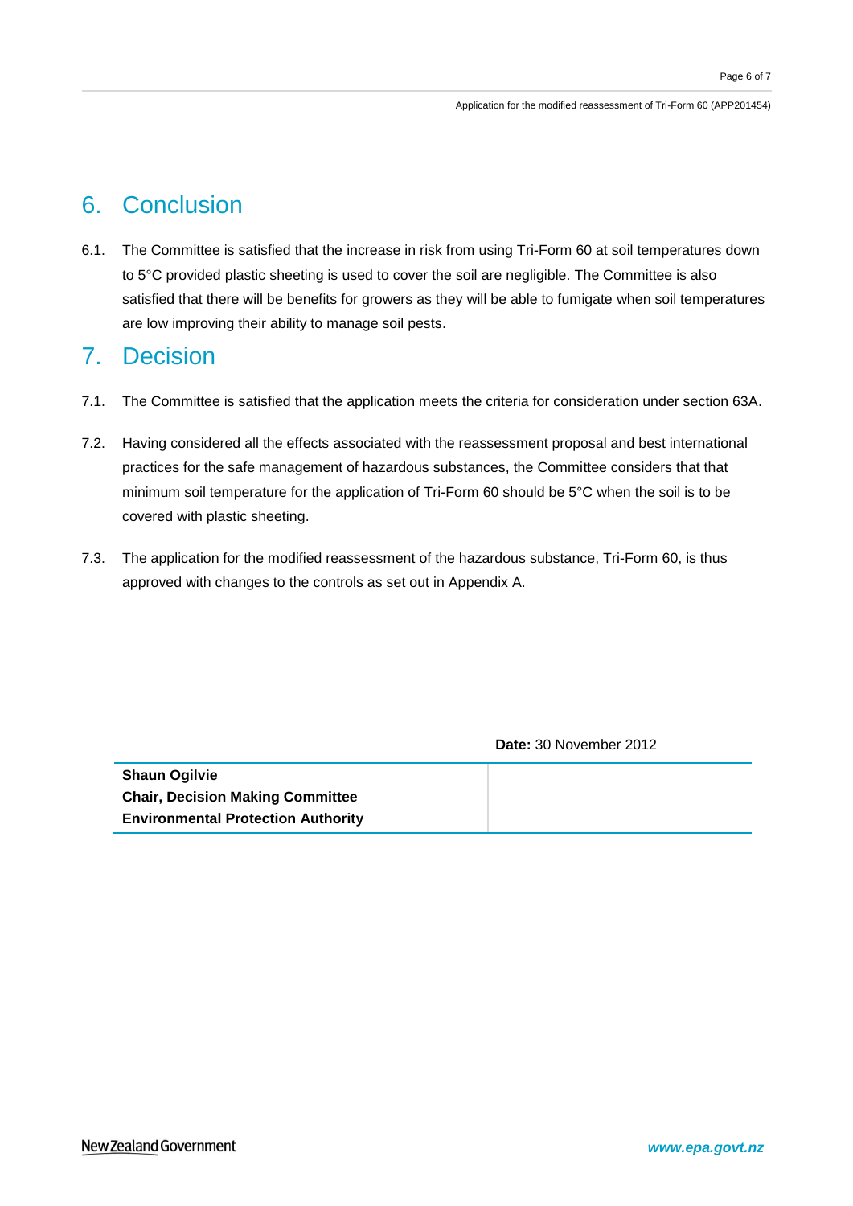# 6. Conclusion

6.1. The Committee is satisfied that the increase in risk from using Tri-Form 60 at soil temperatures down to 5°C provided plastic sheeting is used to cover the soil are negligible. The Committee is also satisfied that there will be benefits for growers as they will be able to fumigate when soil temperatures are low improving their ability to manage soil pests.

# 7. Decision

7.1. The Committee is satisfied that the application meets the criteria for consideration under section 63A.

7.2. Having considered all the effects associated with the reassessment proposal and best international practices for the safe management of hazardous substances, the Committee considers that that minimum soil temperature for the application of Tri-Form 60 should be 5°C when the soil is to be covered with plastic sheeting.

7.3. The application for the modified reassessment of the hazardous substance, Tri-Form 60, is thus approved with changes to the controls as set out in Appendix A.

**Date:** 30 November 2012

| | |
|---|---|
| **Shaun Ogilvie**<br>**Chair, Decision Making Committee**<br>**Environmental Protection Authority** | |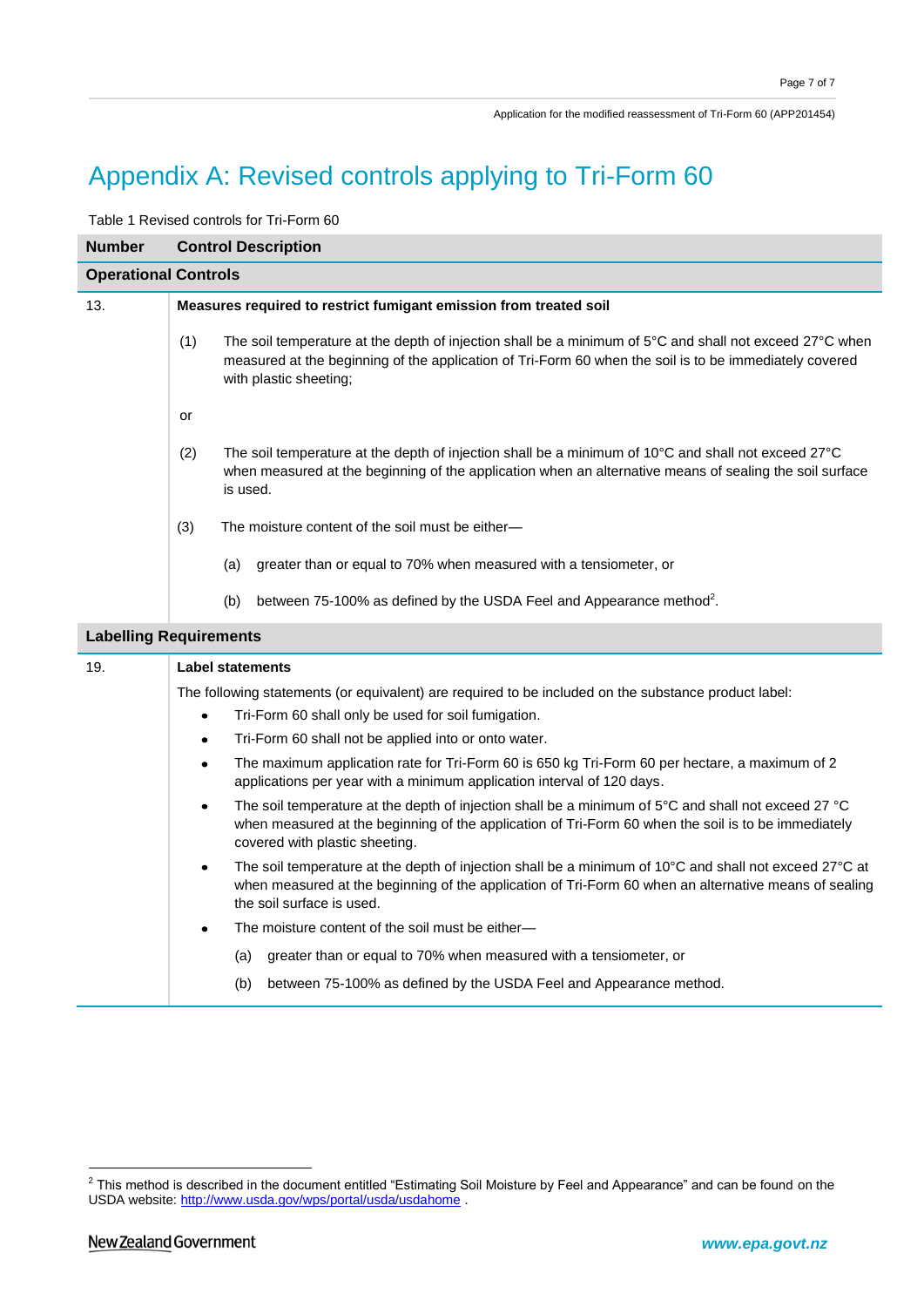# Appendix A: Revised controls applying to Tri-Form 60

Table 1 Revised controls for Tri-Form 60

| Number | Control Description |
|---|---|
| **Operational Controls** | |
| 13. | **Measures required to restrict fumigant emission from treated soil**<br>(1) The soil temperature at the depth of injection shall be a minimum of 5°C and shall not exceed 27°C when measured at the beginning of the application of Tri-Form 60 when the soil is to be immediately covered with plastic sheeting;<br>or<br>(2) The soil temperature at the depth of injection shall be a minimum of 10°C and shall not exceed 27°C when measured at the beginning of the application when an alternative means of sealing the soil surface is used.<br>(3) The moisture content of the soil must be either—<br>(a) greater than or equal to 70% when measured with a tensiometer, or<br>(b) between 75-100% as defined by the USDA Feel and Appearance method[2]. |
| **Labelling Requirements** | |
| 19. | **Label statements**<br>The following statements (or equivalent) are required to be included on the substance product label:<br>• Tri-Form 60 shall only be used for soil fumigation.<br>• Tri-Form 60 shall not be applied into or onto water.<br>• The maximum application rate for Tri-Form 60 is 650 kg Tri-Form 60 per hectare, a maximum of 2 applications per year with a minimum application interval of 120 days.<br>• The soil temperature at the depth of injection shall be a minimum of 5°C and shall not exceed 27 °C when measured at the beginning of the application of Tri-Form 60 when the soil is to be immediately covered with plastic sheeting.<br>• The soil temperature at the depth of injection shall be a minimum of 10°C and shall not exceed 27°C at when measured at the beginning of the application of Tri-Form 60 when an alternative means of sealing the soil surface is used.<br>• The moisture content of the soil must be either—<br>(a) greater than or equal to 70% when measured with a tensiometer, or<br>(b) between 75-100% as defined by the USDA Feel and Appearance method. |

[2] This method is described in the document entitled "Estimating Soil Moisture by Feel and Appearance" and can be found on the USDA website: http://www.usda.gov/wps/portal/usda/usdahome .